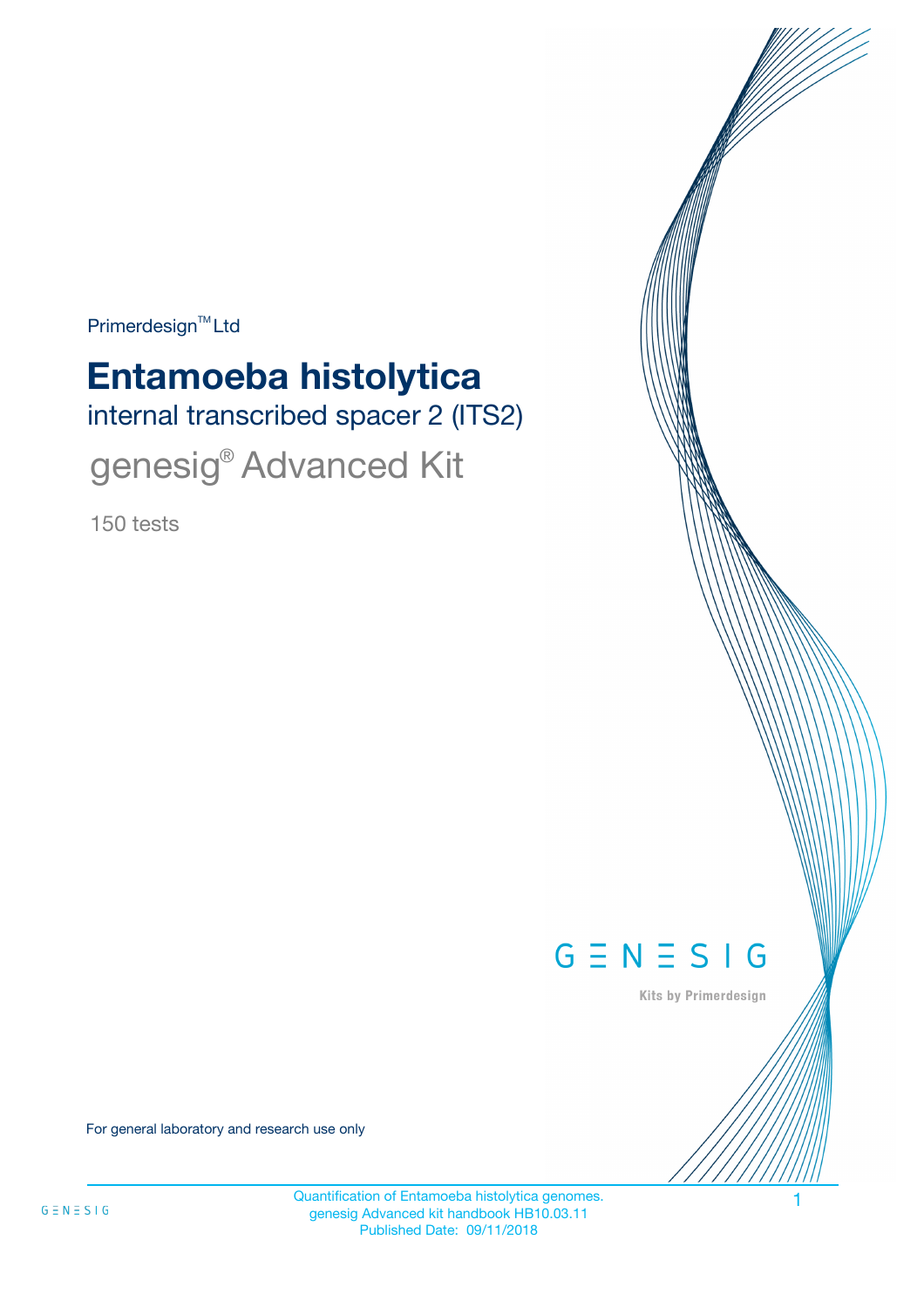Primerdesign™ Ltd

# Entamoeba histolytica

## internal transcribed spacer 2 (ITS2)

## genesig® Advanced Kit

150 tests

GENESIG

Kits by Primerdesign

For general laboratory and research use only

Quantification of Entamoeba histolytica genomes.
genesig Advanced kit handbook HB10.03.11
Published Date: 09/11/2018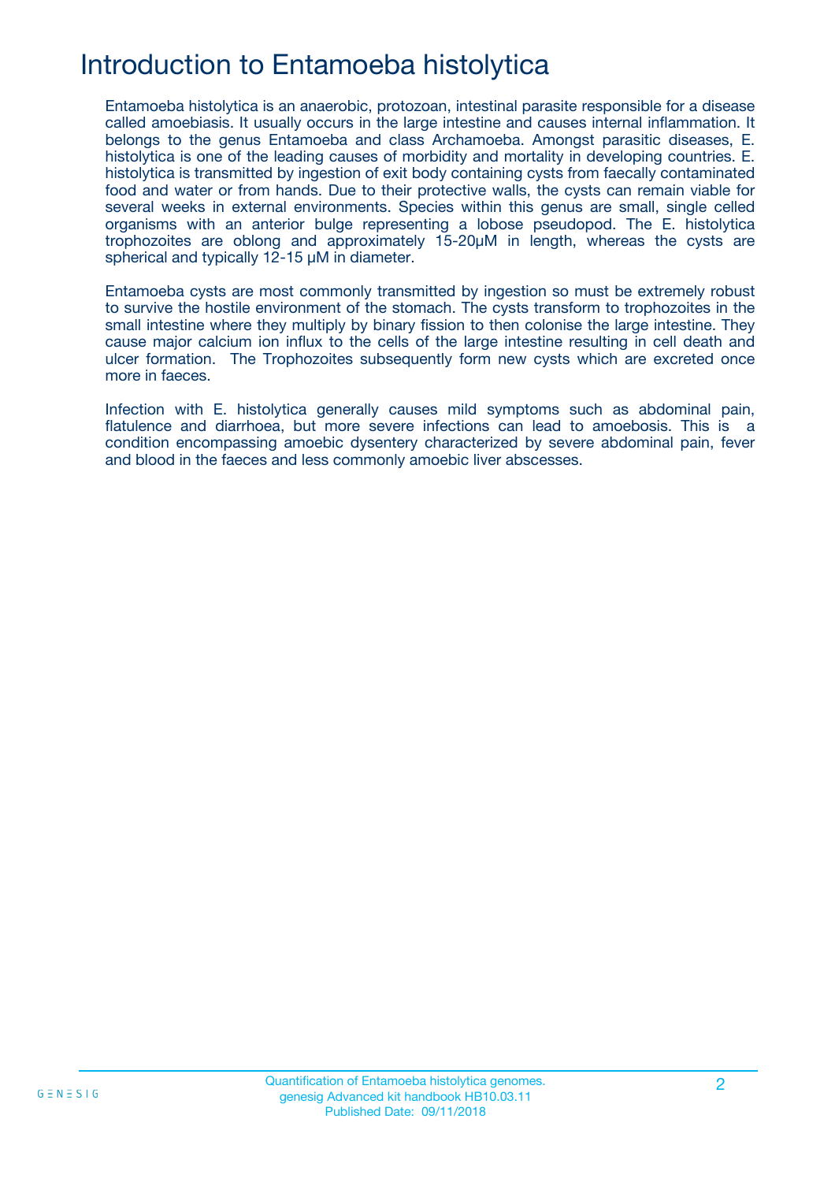# Introduction to Entamoeba histolytica

Entamoeba histolytica is an anaerobic, protozoan, intestinal parasite responsible for a disease called amoebiasis. It usually occurs in the large intestine and causes internal inflammation. It belongs to the genus Entamoeba and class Archamoeba. Amongst parasitic diseases, E. histolytica is one of the leading causes of morbidity and mortality in developing countries. E. histolytica is transmitted by ingestion of exit body containing cysts from faecally contaminated food and water or from hands. Due to their protective walls, the cysts can remain viable for several weeks in external environments. Species within this genus are small, single celled organisms with an anterior bulge representing a lobose pseudopod. The E. histolytica trophozoites are oblong and approximately 15-20μM in length, whereas the cysts are spherical and typically 12-15 μM in diameter.

Entamoeba cysts are most commonly transmitted by ingestion so must be extremely robust to survive the hostile environment of the stomach. The cysts transform to trophozoites in the small intestine where they multiply by binary fission to then colonise the large intestine. They cause major calcium ion influx to the cells of the large intestine resulting in cell death and ulcer formation. The Trophozoites subsequently form new cysts which are excreted once more in faeces.

Infection with E. histolytica generally causes mild symptoms such as abdominal pain, flatulence and diarrhoea, but more severe infections can lead to amoebosis. This is a condition encompassing amoebic dysentery characterized by severe abdominal pain, fever and blood in the faeces and less commonly amoebic liver abscesses.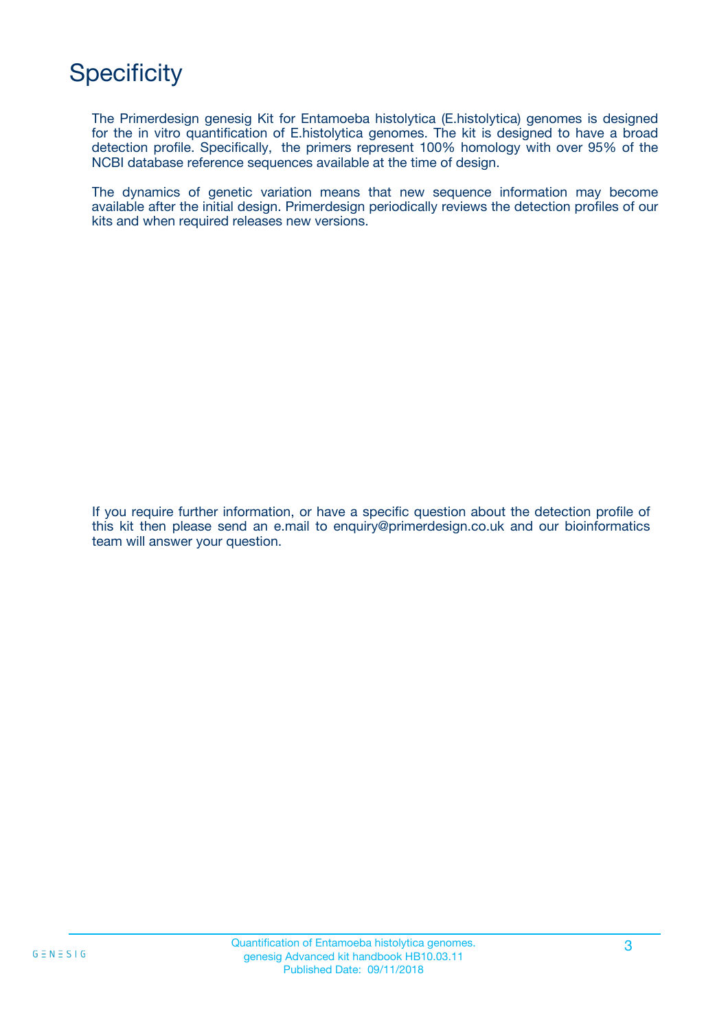# Specificity

The Primerdesign genesig Kit for Entamoeba histolytica (E.histolytica) genomes is designed for the in vitro quantification of E.histolytica genomes. The kit is designed to have a broad detection profile. Specifically, the primers represent 100% homology with over 95% of the NCBI database reference sequences available at the time of design.

The dynamics of genetic variation means that new sequence information may become available after the initial design. Primerdesign periodically reviews the detection profiles of our kits and when required releases new versions.

If you require further information, or have a specific question about the detection profile of this kit then please send an e.mail to enquiry@primerdesign.co.uk and our bioinformatics team will answer your question.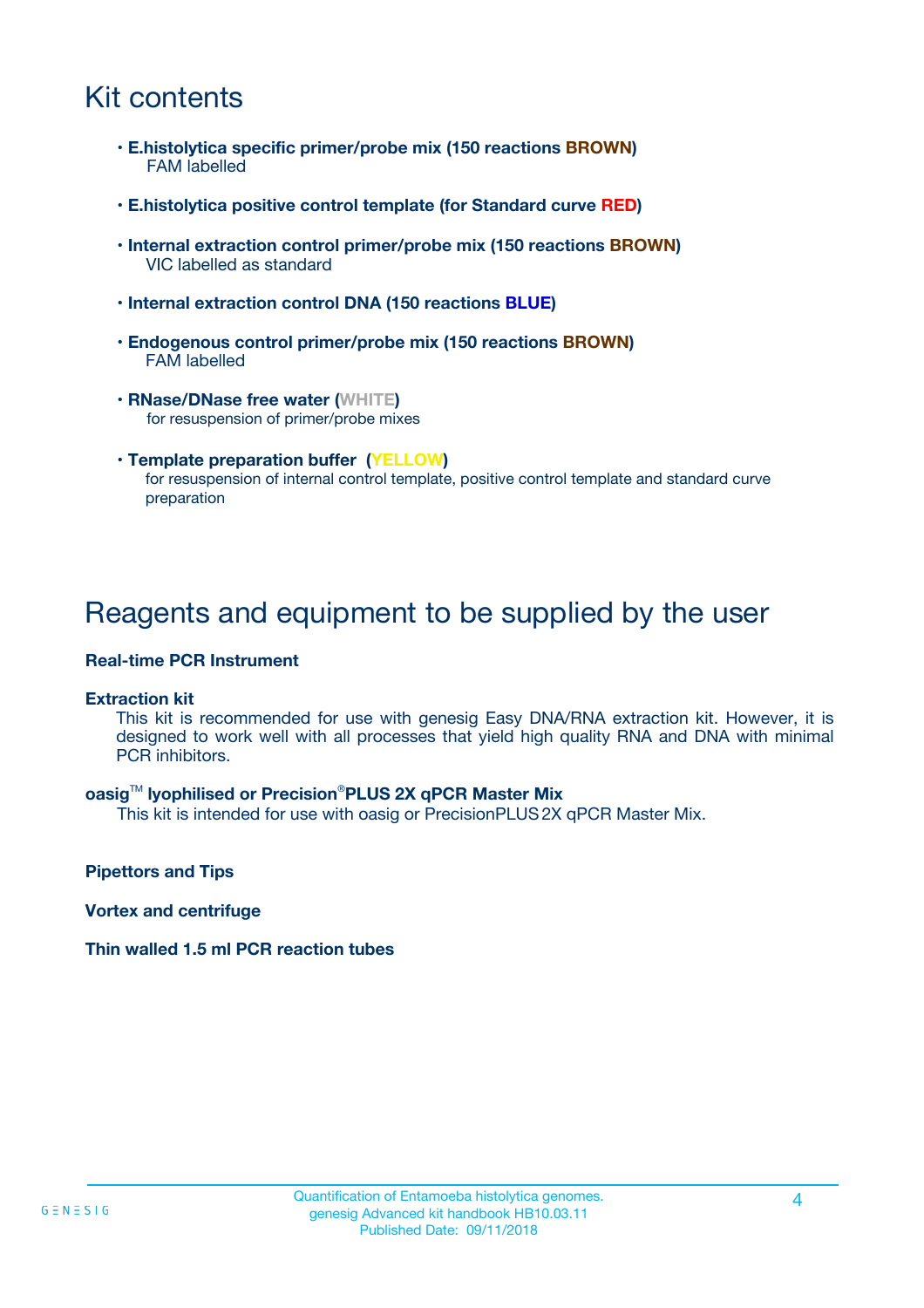# Kit contents

- **E.histolytica specific primer/probe mix (150 reactions BROWN)**
  FAM labelled
- **E.histolytica positive control template (for Standard curve RED)**
- **Internal extraction control primer/probe mix (150 reactions BROWN)**
  VIC labelled as standard
- **Internal extraction control DNA (150 reactions BLUE)**
- **Endogenous control primer/probe mix (150 reactions BROWN)**
  FAM labelled
- **RNase/DNase free water (WHITE)**
  for resuspension of primer/probe mixes
- **Template preparation buffer (YELLOW)**
  for resuspension of internal control template, positive control template and standard curve preparation

# Reagents and equipment to be supplied by the user

**Real-time PCR Instrument**

**Extraction kit**

This kit is recommended for use with genesig Easy DNA/RNA extraction kit. However, it is designed to work well with all processes that yield high quality RNA and DNA with minimal PCR inhibitors.

**oasig™ lyophilised or Precision®PLUS 2X qPCR Master Mix**

This kit is intended for use with oasig or PrecisionPLUS 2X qPCR Master Mix.

**Pipettors and Tips**

**Vortex and centrifuge**

**Thin walled 1.5 ml PCR reaction tubes**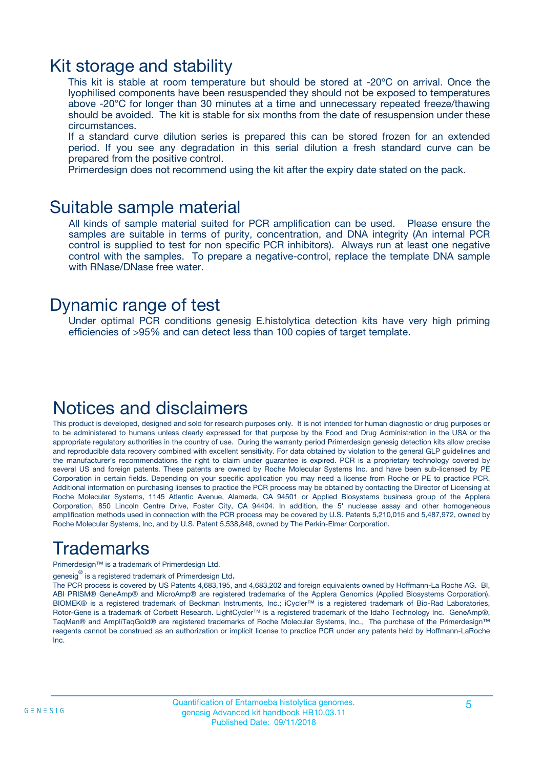## Kit storage and stability

This kit is stable at room temperature but should be stored at -20ºC on arrival. Once the lyophilised components have been resuspended they should not be exposed to temperatures above -20°C for longer than 30 minutes at a time and unnecessary repeated freeze/thawing should be avoided. The kit is stable for six months from the date of resuspension under these circumstances.

If a standard curve dilution series is prepared this can be stored frozen for an extended period. If you see any degradation in this serial dilution a fresh standard curve can be prepared from the positive control.

Primerdesign does not recommend using the kit after the expiry date stated on the pack.

## Suitable sample material

All kinds of sample material suited for PCR amplification can be used. Please ensure the samples are suitable in terms of purity, concentration, and DNA integrity (An internal PCR control is supplied to test for non specific PCR inhibitors). Always run at least one negative control with the samples. To prepare a negative-control, replace the template DNA sample with RNase/DNase free water.

## Dynamic range of test

Under optimal PCR conditions genesig E.histolytica detection kits have very high priming efficiencies of >95% and can detect less than 100 copies of target template.

## Notices and disclaimers

This product is developed, designed and sold for research purposes only. It is not intended for human diagnostic or drug purposes or to be administered to humans unless clearly expressed for that purpose by the Food and Drug Administration in the USA or the appropriate regulatory authorities in the country of use. During the warranty period Primerdesign genesig detection kits allow precise and reproducible data recovery combined with excellent sensitivity. For data obtained by violation to the general GLP guidelines and the manufacturer's recommendations the right to claim under guarantee is expired. PCR is a proprietary technology covered by several US and foreign patents. These patents are owned by Roche Molecular Systems Inc. and have been sub-licensed by PE Corporation in certain fields. Depending on your specific application you may need a license from Roche or PE to practice PCR. Additional information on purchasing licenses to practice the PCR process may be obtained by contacting the Director of Licensing at Roche Molecular Systems, 1145 Atlantic Avenue, Alameda, CA 94501 or Applied Biosystems business group of the Applera Corporation, 850 Lincoln Centre Drive, Foster City, CA 94404. In addition, the 5' nuclease assay and other homogeneous amplification methods used in connection with the PCR process may be covered by U.S. Patents 5,210,015 and 5,487,972, owned by Roche Molecular Systems, Inc, and by U.S. Patent 5,538,848, owned by The Perkin-Elmer Corporation.

## Trademarks

Primerdesign™ is a trademark of Primerdesign Ltd.

genesig® is a registered trademark of Primerdesign Ltd.

The PCR process is covered by US Patents 4,683,195, and 4,683,202 and foreign equivalents owned by Hoffmann-La Roche AG. BI, ABI PRISM® GeneAmp® and MicroAmp® are registered trademarks of the Applera Genomics (Applied Biosystems Corporation). BIOMEK® is a registered trademark of Beckman Instruments, Inc.; iCycler™ is a registered trademark of Bio-Rad Laboratories, Rotor-Gene is a trademark of Corbett Research. LightCycler™ is a registered trademark of the Idaho Technology Inc. GeneAmp®, TaqMan® and AmpliTaqGold® are registered trademarks of Roche Molecular Systems, Inc., The purchase of the Primerdesign™ reagents cannot be construed as an authorization or implicit license to practice PCR under any patents held by Hoffmann-LaRoche Inc.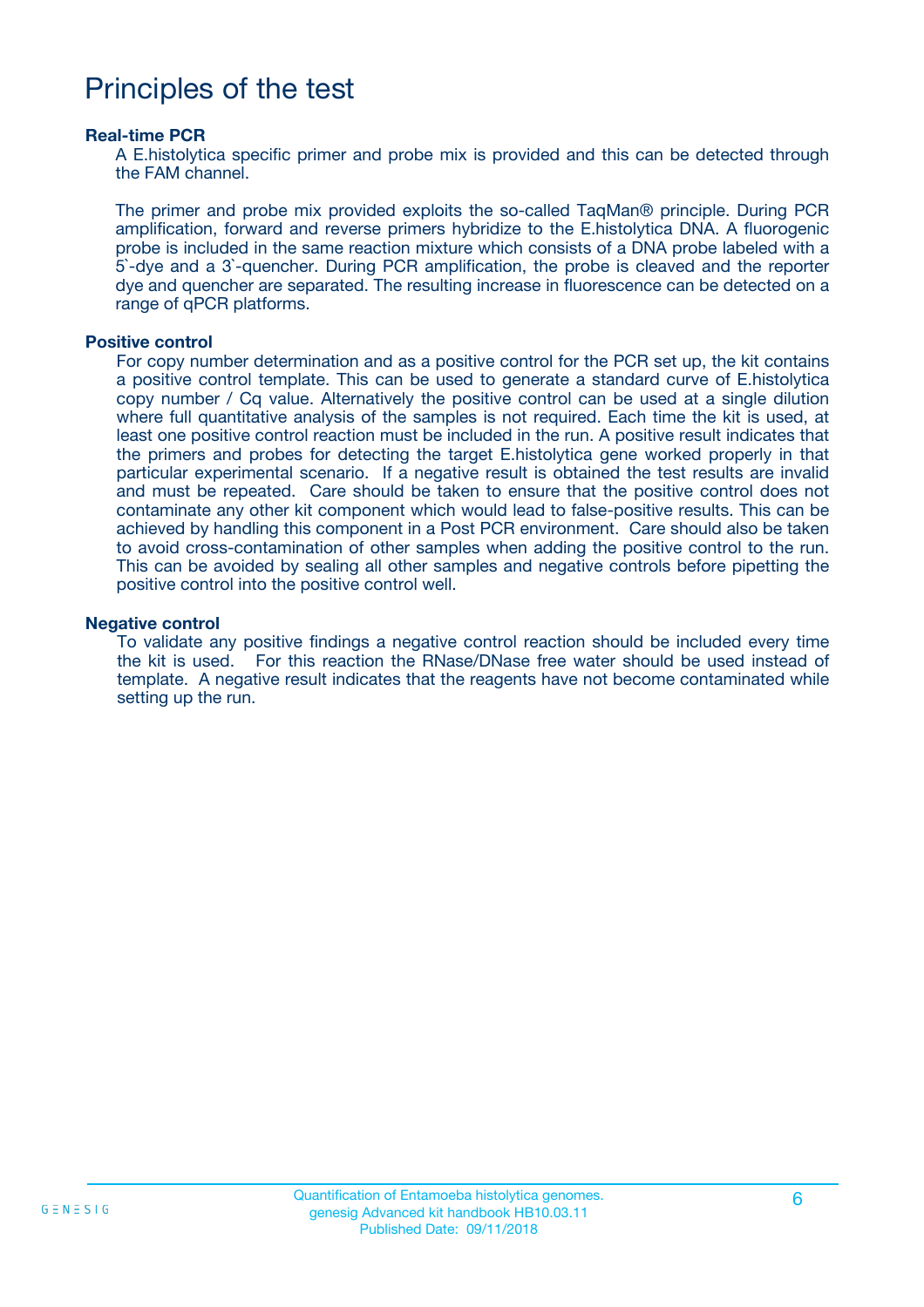# Principles of the test

### Real-time PCR

A E.histolytica specific primer and probe mix is provided and this can be detected through the FAM channel.

The primer and probe mix provided exploits the so-called TaqMan® principle. During PCR amplification, forward and reverse primers hybridize to the E.histolytica DNA. A fluorogenic probe is included in the same reaction mixture which consists of a DNA probe labeled with a 5`-dye and a 3`-quencher. During PCR amplification, the probe is cleaved and the reporter dye and quencher are separated. The resulting increase in fluorescence can be detected on a range of qPCR platforms.

### Positive control

For copy number determination and as a positive control for the PCR set up, the kit contains a positive control template. This can be used to generate a standard curve of E.histolytica copy number / Cq value. Alternatively the positive control can be used at a single dilution where full quantitative analysis of the samples is not required. Each time the kit is used, at least one positive control reaction must be included in the run. A positive result indicates that the primers and probes for detecting the target E.histolytica gene worked properly in that particular experimental scenario. If a negative result is obtained the test results are invalid and must be repeated. Care should be taken to ensure that the positive control does not contaminate any other kit component which would lead to false-positive results. This can be achieved by handling this component in a Post PCR environment. Care should also be taken to avoid cross-contamination of other samples when adding the positive control to the run. This can be avoided by sealing all other samples and negative controls before pipetting the positive control into the positive control well.

### Negative control

To validate any positive findings a negative control reaction should be included every time the kit is used. For this reaction the RNase/DNase free water should be used instead of template. A negative result indicates that the reagents have not become contaminated while setting up the run.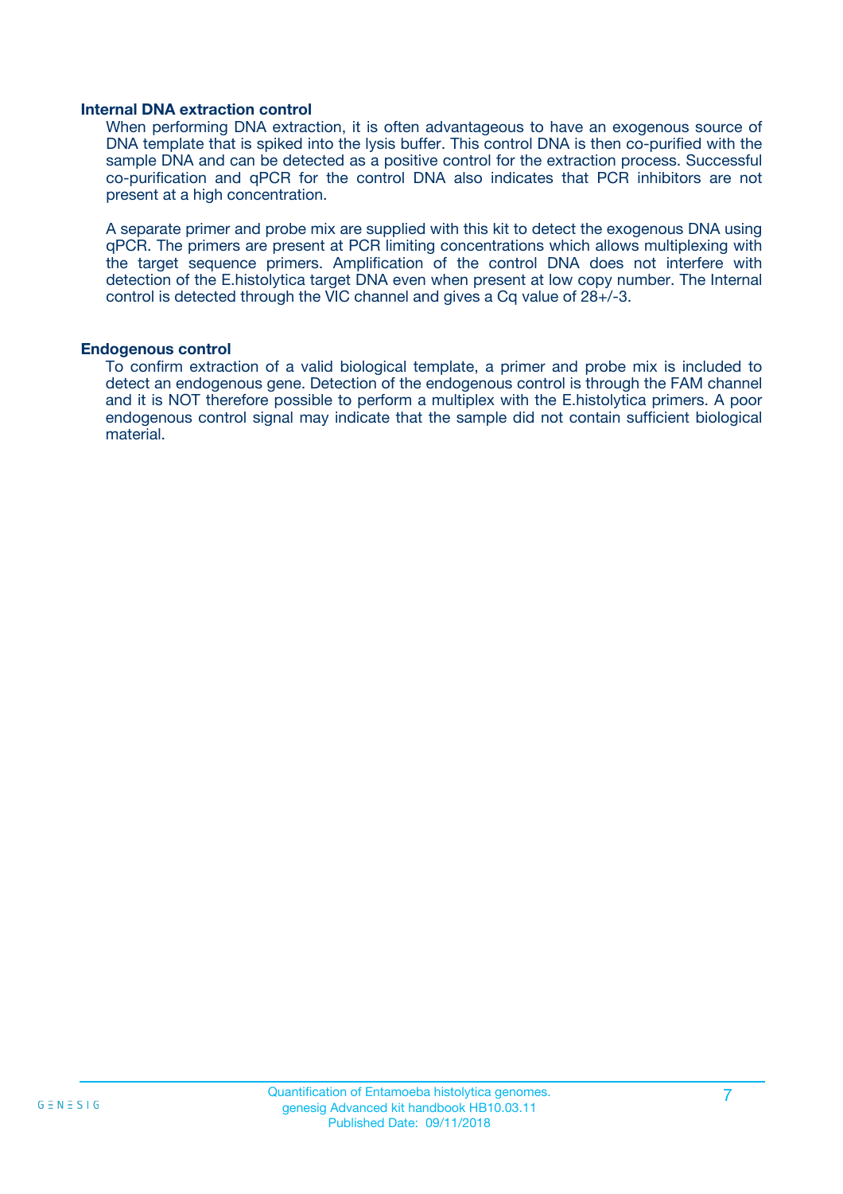### Internal DNA extraction control

When performing DNA extraction, it is often advantageous to have an exogenous source of DNA template that is spiked into the lysis buffer. This control DNA is then co-purified with the sample DNA and can be detected as a positive control for the extraction process. Successful co-purification and qPCR for the control DNA also indicates that PCR inhibitors are not present at a high concentration.

A separate primer and probe mix are supplied with this kit to detect the exogenous DNA using qPCR. The primers are present at PCR limiting concentrations which allows multiplexing with the target sequence primers. Amplification of the control DNA does not interfere with detection of the E.histolytica target DNA even when present at low copy number. The Internal control is detected through the VIC channel and gives a Cq value of 28+/-3.

### Endogenous control

To confirm extraction of a valid biological template, a primer and probe mix is included to detect an endogenous gene. Detection of the endogenous control is through the FAM channel and it is NOT therefore possible to perform a multiplex with the E.histolytica primers. A poor endogenous control signal may indicate that the sample did not contain sufficient biological material.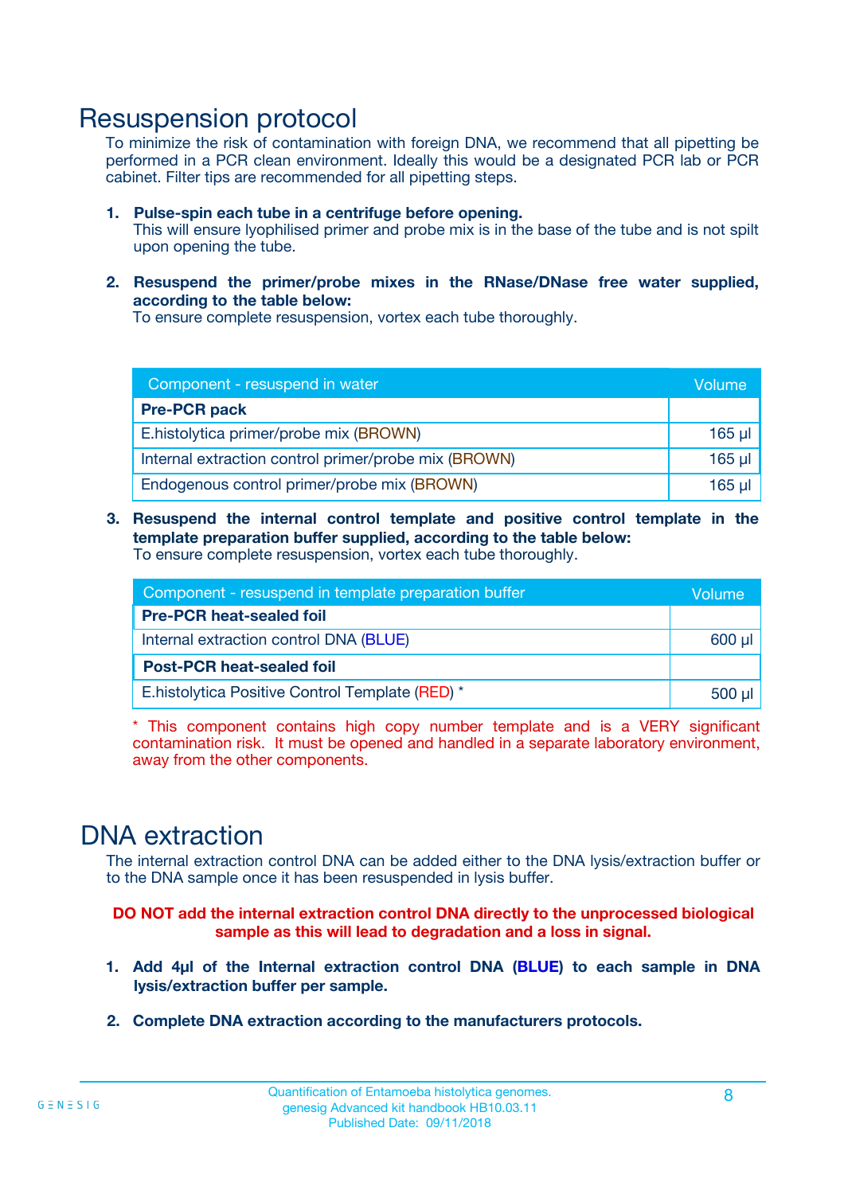## Resuspension protocol

To minimize the risk of contamination with foreign DNA, we recommend that all pipetting be performed in a PCR clean environment. Ideally this would be a designated PCR lab or PCR cabinet. Filter tips are recommended for all pipetting steps.

1. **Pulse-spin each tube in a centrifuge before opening.**
   This will ensure lyophilised primer and probe mix is in the base of the tube and is not spilt upon opening the tube.

2. **Resuspend the primer/probe mixes in the RNase/DNase free water supplied, according to the table below:**
   To ensure complete resuspension, vortex each tube thoroughly.

| Component - resuspend in water | Volume |
|---|---|
| **Pre-PCR pack** | |
| E.histolytica primer/probe mix (BROWN) | 165 µl |
| Internal extraction control primer/probe mix (BROWN) | 165 µl |
| Endogenous control primer/probe mix (BROWN) | 165 µl |

3. **Resuspend the internal control template and positive control template in the template preparation buffer supplied, according to the table below:**
   To ensure complete resuspension, vortex each tube thoroughly.

| Component - resuspend in template preparation buffer | Volume |
|---|---|
| **Pre-PCR heat-sealed foil** | |
| Internal extraction control DNA (BLUE) | 600 µl |
| **Post-PCR heat-sealed foil** | |
| E.histolytica Positive Control Template (RED) * | 500 µl |

\* This component contains high copy number template and is a VERY significant contamination risk. It must be opened and handled in a separate laboratory environment, away from the other components.

## DNA extraction

The internal extraction control DNA can be added either to the DNA lysis/extraction buffer or to the DNA sample once it has been resuspended in lysis buffer.

**DO NOT add the internal extraction control DNA directly to the unprocessed biological sample as this will lead to degradation and a loss in signal.**

1. **Add 4µl of the Internal extraction control DNA (BLUE) to each sample in DNA lysis/extraction buffer per sample.**

2. **Complete DNA extraction according to the manufacturers protocols.**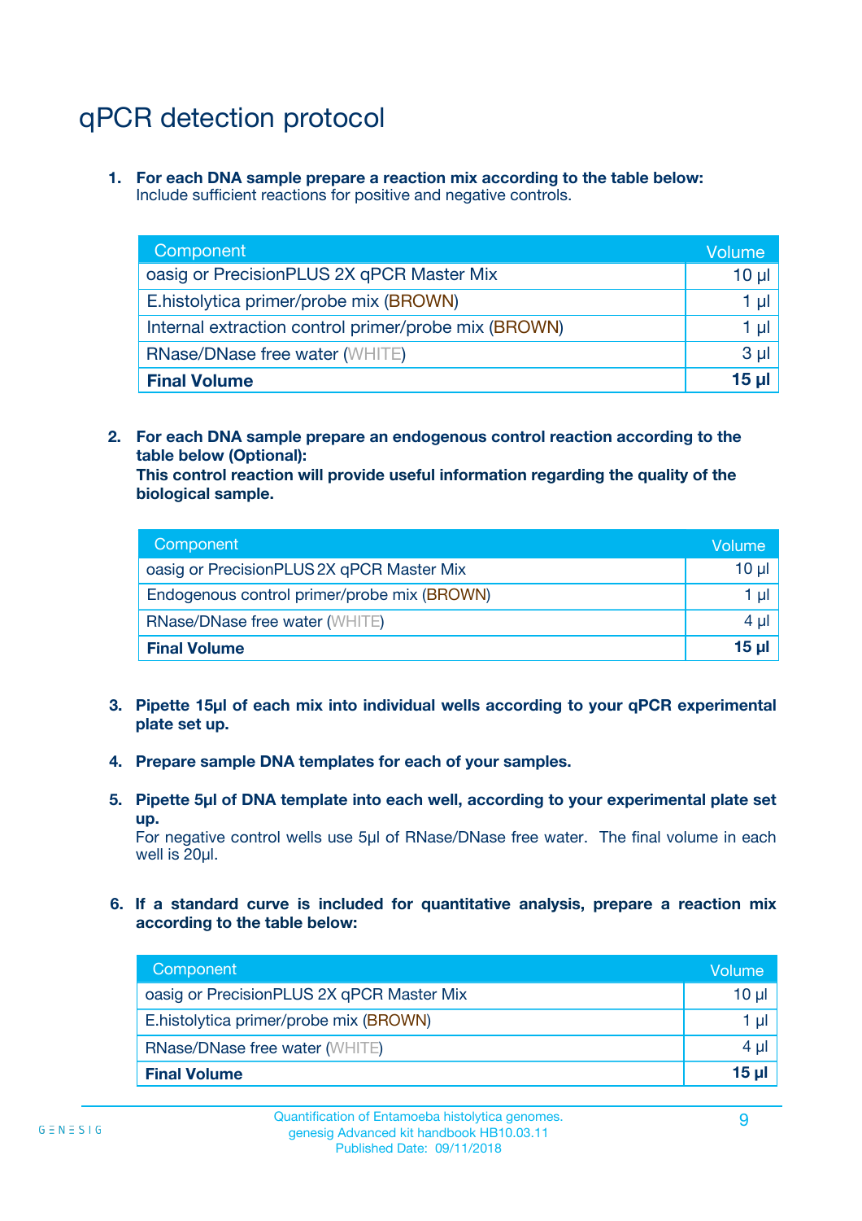# qPCR detection protocol

1. **For each DNA sample prepare a reaction mix according to the table below:**
   Include sufficient reactions for positive and negative controls.

| Component | Volume |
|---|---|
| oasig or PrecisionPLUS 2X qPCR Master Mix | 10 µl |
| E.histolytica primer/probe mix (BROWN) | 1 µl |
| Internal extraction control primer/probe mix (BROWN) | 1 µl |
| RNase/DNase free water (WHITE) | 3 µl |
| **Final Volume** | **15 µl** |

2. **For each DNA sample prepare an endogenous control reaction according to the table below (Optional):**
   **This control reaction will provide useful information regarding the quality of the biological sample.**

| Component | Volume |
|---|---|
| oasig or PrecisionPLUS 2X qPCR Master Mix | 10 µl |
| Endogenous control primer/probe mix (BROWN) | 1 µl |
| RNase/DNase free water (WHITE) | 4 µl |
| **Final Volume** | **15 µl** |

3. **Pipette 15µl of each mix into individual wells according to your qPCR experimental plate set up.**

4. **Prepare sample DNA templates for each of your samples.**

5. **Pipette 5µl of DNA template into each well, according to your experimental plate set up.**
   For negative control wells use 5µl of RNase/DNase free water. The final volume in each well is 20µl.

6. **If a standard curve is included for quantitative analysis, prepare a reaction mix according to the table below:**

| Component | Volume |
|---|---|
| oasig or PrecisionPLUS 2X qPCR Master Mix | 10 µl |
| E.histolytica primer/probe mix (BROWN) | 1 µl |
| RNase/DNase free water (WHITE) | 4 µl |
| **Final Volume** | **15 µl** |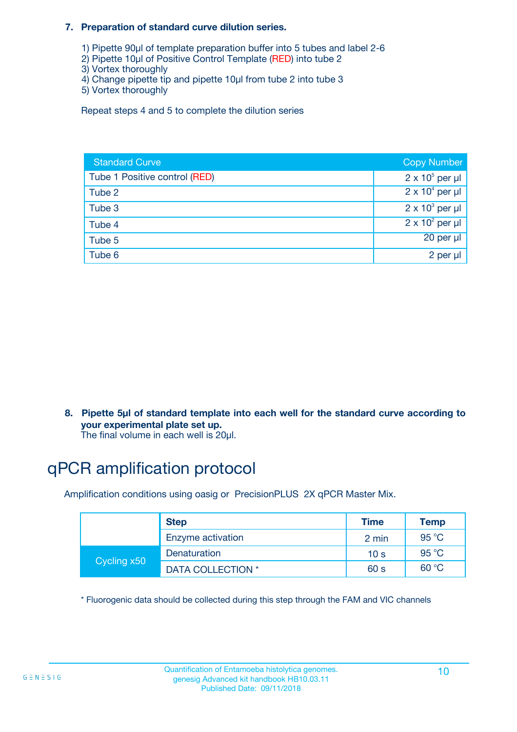**7. Preparation of standard curve dilution series.**

1) Pipette 90µl of template preparation buffer into 5 tubes and label 2-6
2) Pipette 10µl of Positive Control Template (RED) into tube 2
3) Vortex thoroughly
4) Change pipette tip and pipette 10µl from tube 2 into tube 3
5) Vortex thoroughly

Repeat steps 4 and 5 to complete the dilution series

| Standard Curve | Copy Number |
|---|---|
| Tube 1 Positive control (RED) | $2 \times 10^5$ per µl |
| Tube 2 | $2 \times 10^4$ per µl |
| Tube 3 | $2 \times 10^3$ per µl |
| Tube 4 | $2 \times 10^2$ per µl |
| Tube 5 | 20 per µl |
| Tube 6 | 2 per µl |

**8. Pipette 5µl of standard template into each well for the standard curve according to your experimental plate set up.**
The final volume in each well is 20µl.

# qPCR amplification protocol

Amplification conditions using oasig or PrecisionPLUS 2X qPCR Master Mix.

| | Step | Time | Temp |
|---|---|---|---|
| | Enzyme activation | 2 min | 95 °C |
| Cycling x50 | Denaturation | 10 s | 95 °C |
| | DATA COLLECTION * | 60 s | 60 °C |

* Fluorogenic data should be collected during this step through the FAM and VIC channels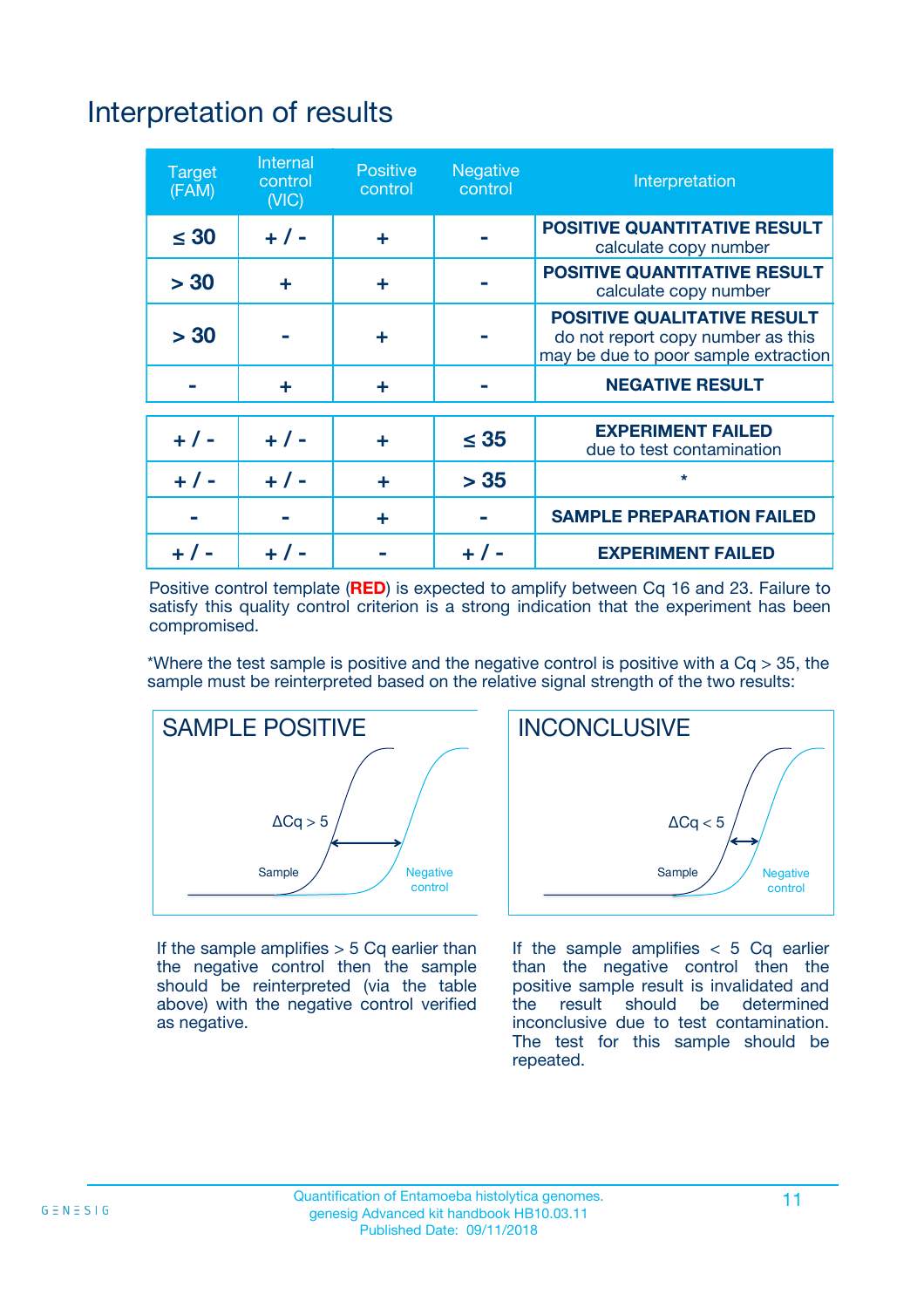# Interpretation of results

| Target (FAM) | Internal control (VIC) | Positive control | Negative control | Interpretation |
|---|---|---|---|---|
| ≤ 30 | + / - | + | - | **POSITIVE QUANTITATIVE RESULT** calculate copy number |
| > 30 | + | + | - | **POSITIVE QUANTITATIVE RESULT** calculate copy number |
| > 30 | - | + | - | **POSITIVE QUALITATIVE RESULT** do not report copy number as this may be due to poor sample extraction |
| - | + | + | - | **NEGATIVE RESULT** |
| + / - | + / - | + | ≤ 35 | **EXPERIMENT FAILED** due to test contamination |
| + / - | + / - | + | > 35 | * |
| - | - | + | - | **SAMPLE PREPARATION FAILED** |
| + / - | + / - | - | + / - | **EXPERIMENT FAILED** |

Positive control template (**RED**) is expected to amplify between Cq 16 and 23. Failure to satisfy this quality control criterion is a strong indication that the experiment has been compromised.

*Where the test sample is positive and the negative control is positive with a Cq > 35, the sample must be reinterpreted based on the relative signal strength of the two results:

**SAMPLE POSITIVE**

ΔCq > 5

Sample — Negative control

If the sample amplifies > 5 Cq earlier than the negative control then the sample should be reinterpreted (via the table above) with the negative control verified as negative.

**INCONCLUSIVE**

ΔCq < 5

Sample — Negative control

If the sample amplifies < 5 Cq earlier than the negative control then the positive sample result is invalidated and the result should be determined inconclusive due to test contamination. The test for this sample should be repeated.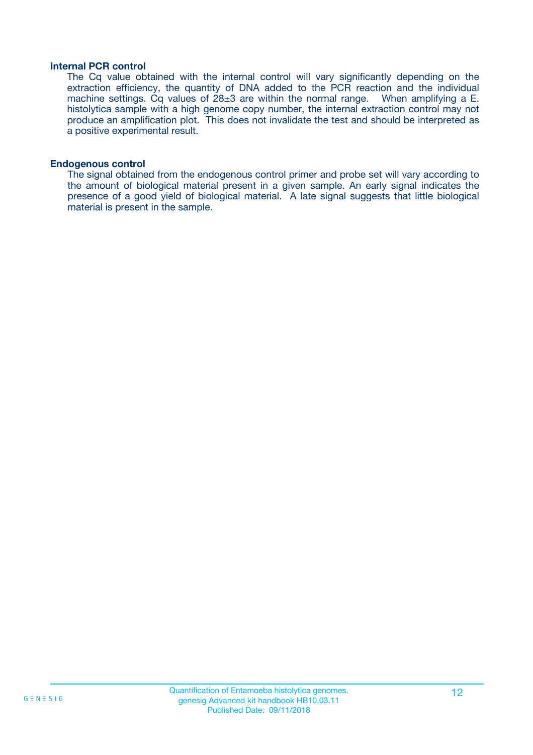### Internal PCR control

The Cq value obtained with the internal control will vary significantly depending on the extraction efficiency, the quantity of DNA added to the PCR reaction and the individual machine settings. Cq values of $28 \pm 3$ are within the normal range. When amplifying a E. histolytica sample with a high genome copy number, the internal extraction control may not produce an amplification plot. This does not invalidate the test and should be interpreted as a positive experimental result.

### Endogenous control

The signal obtained from the endogenous control primer and probe set will vary according to the amount of biological material present in a given sample. An early signal indicates the presence of a good yield of biological material. A late signal suggests that little biological material is present in the sample.